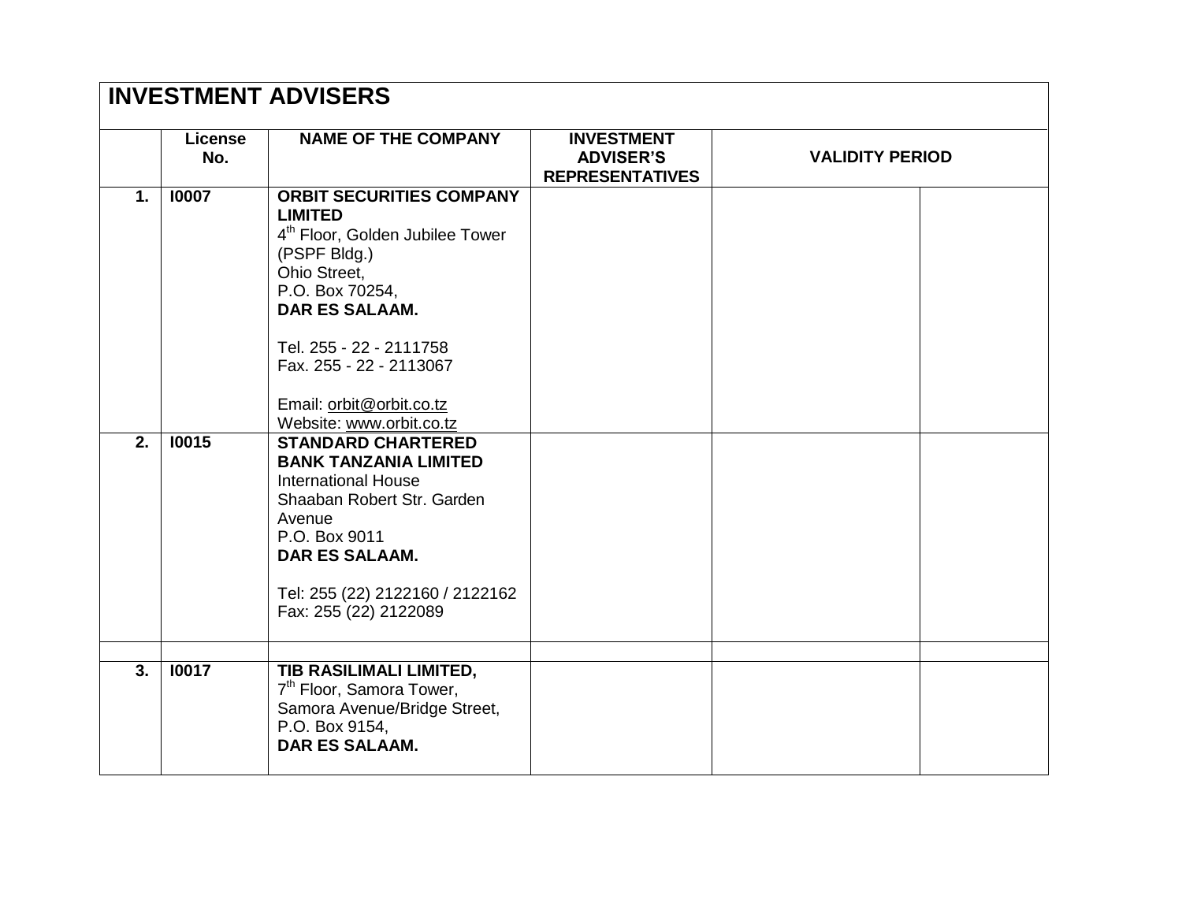## INVESTMENT ADVISERS

| | License No. | NAME OF THE COMPANY | INVESTMENT ADVISER'S REPRESENTATIVES | VALIDITY PERIOD | |
|---|---|---|---|---|---|
| **1.** | **I0007** | **ORBIT SECURITIES COMPANY LIMITED**<br>4th Floor, Golden Jubilee Tower (PSPF Bldg.)<br>Ohio Street,<br>P.O. Box 70254,<br>**DAR ES SALAAM.**<br><br>Tel. 255 - 22 - 2111758<br>Fax. 255 - 22 - 2113067<br><br>Email: orbit@orbit.co.tz<br>Website: www.orbit.co.tz | | | |
| **2.** | **I0015** | **STANDARD CHARTERED BANK TANZANIA LIMITED**<br>International House<br>Shaaban Robert Str. Garden Avenue<br>P.O. Box 9011<br>**DAR ES SALAAM.**<br><br>Tel: 255 (22) 2122160 / 2122162<br>Fax: 255 (22) 2122089 | | | |
| | | | | | |
| **3.** | **I0017** | **TIB RASILIMALI LIMITED,**<br>7th Floor, Samora Tower,<br>Samora Avenue/Bridge Street,<br>P.O. Box 9154,<br>**DAR ES SALAAM.** | | | |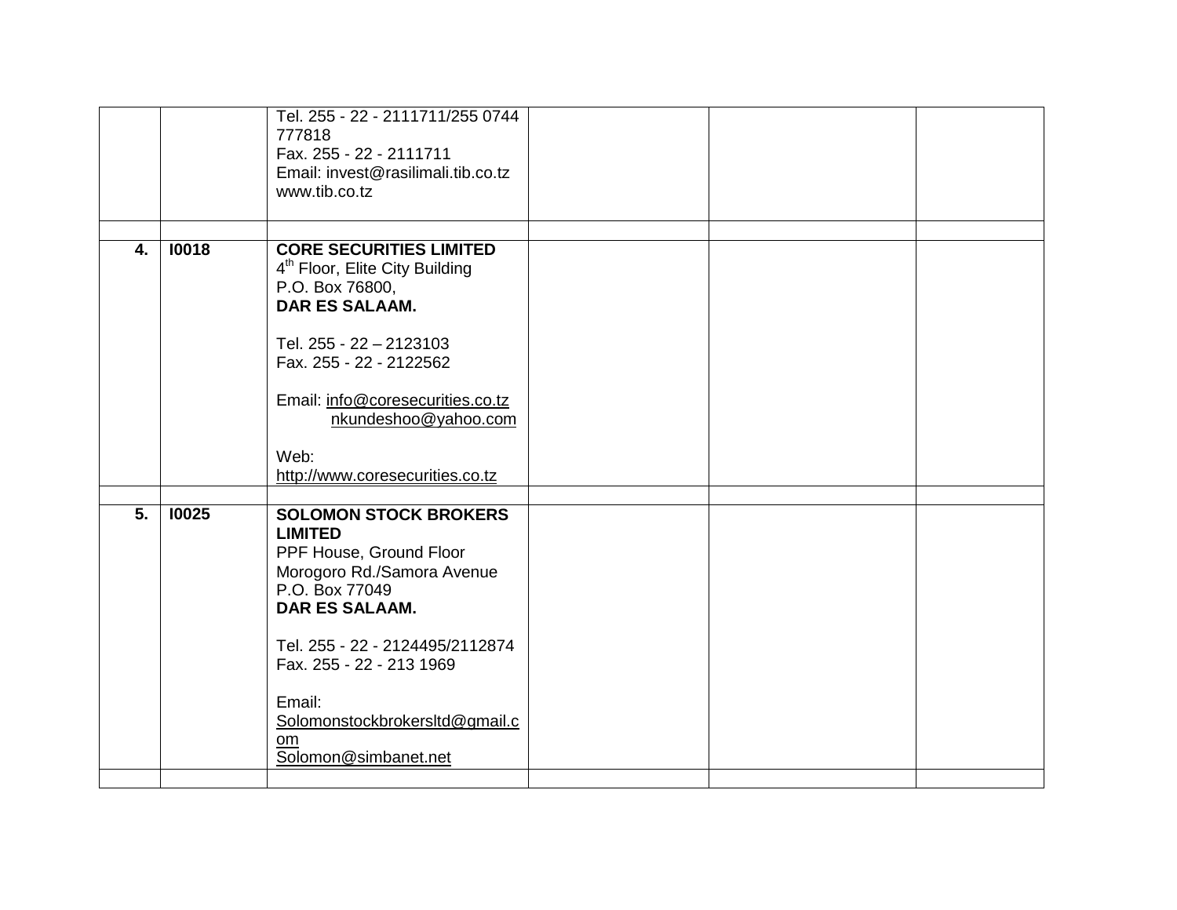| | | | | | |
|---|---|---|---|---|---|
| | | Tel. 255 - 22 - 2111711/255 0744 777818<br>Fax. 255 - 22 - 2111711<br>Email: invest@rasilimali.tib.co.tz<br>www.tib.co.tz | | | |
| | | | | | |
| **4.** | **I0018** | **CORE SECURITIES LIMITED**<br>4th Floor, Elite City Building<br>P.O. Box 76800,<br>**DAR ES SALAAM.**<br><br>Tel. 255 - 22 – 2123103<br>Fax. 255 - 22 - 2122562<br><br>Email: info@coresecurities.co.tz<br>nkundeshoo@yahoo.com<br><br>Web:<br>http://www.coresecurities.co.tz | | | |
| | | | | | |
| **5.** | **I0025** | **SOLOMON STOCK BROKERS LIMITED**<br>PPF House, Ground Floor<br>Morogoro Rd./Samora Avenue<br>P.O. Box 77049<br>**DAR ES SALAAM.**<br><br>Tel. 255 - 22 - 2124495/2112874<br>Fax. 255 - 22 - 213 1969<br><br>Email:<br>Solomonstockbrokersltd@gmail.com<br>Solomon@simbanet.net | | | |
| | | | | | |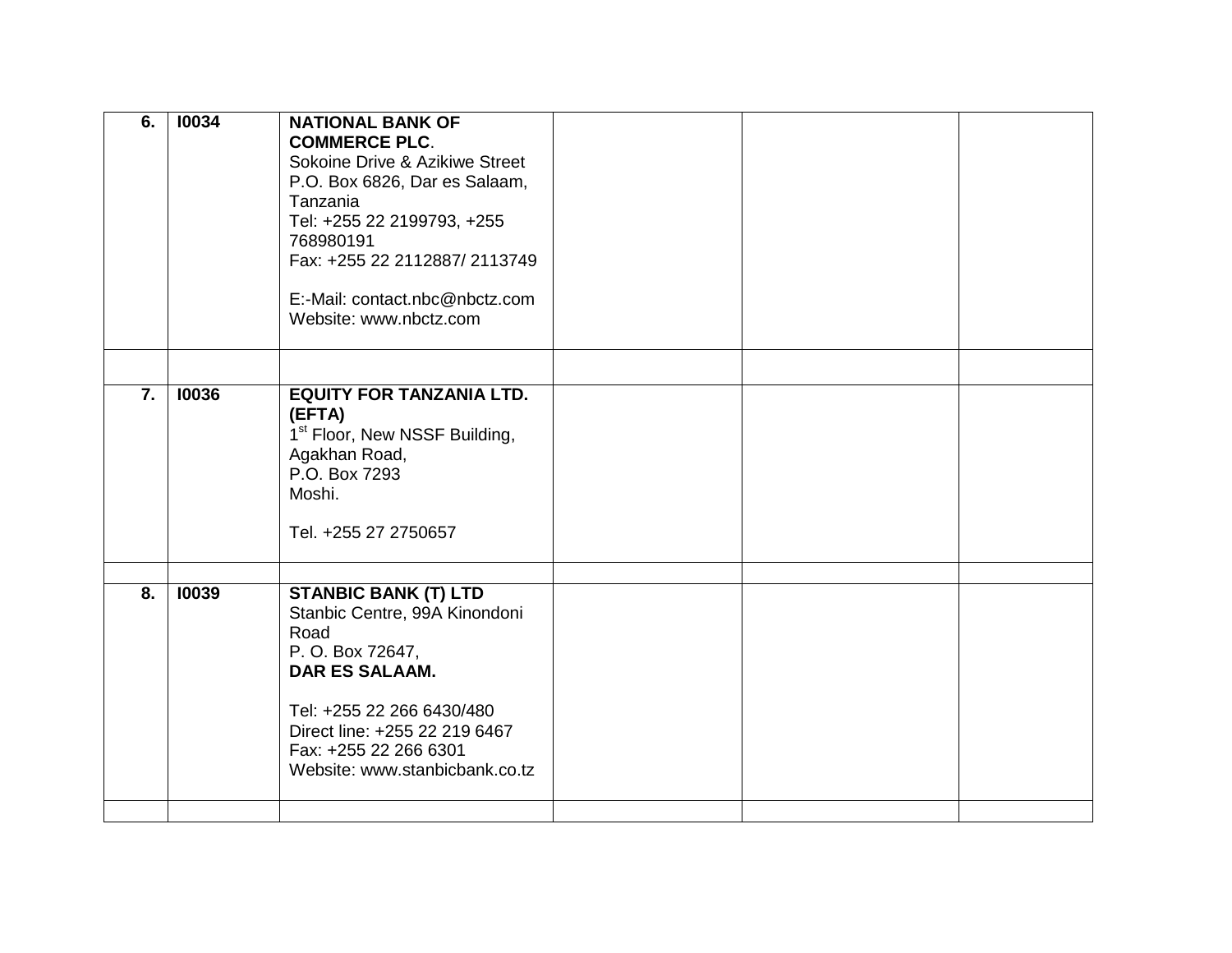| | | | | | |
|---|---|---|---|---|---|
| **6.** | **I0034** | **NATIONAL BANK OF COMMERCE PLC**.<br>Sokoine Drive & Azikiwe Street<br>P.O. Box 6826, Dar es Salaam, Tanzania<br>Tel: +255 22 2199793, +255 768980191<br>Fax: +255 22 2112887/ 2113749<br><br>E:-Mail: contact.nbc@nbctz.com<br>Website: www.nbctz.com | | | |
| | | | | | |
| **7.** | **I0036** | **EQUITY FOR TANZANIA LTD. (EFTA)**<br>1st Floor, New NSSF Building, Agakhan Road,<br>P.O. Box 7293<br>Moshi.<br><br>Tel. +255 27 2750657 | | | |
| | | | | | |
| **8.** | **I0039** | **STANBIC BANK (T) LTD**<br>Stanbic Centre, 99A Kinondoni Road<br>P. O. Box 72647,<br>**DAR ES SALAAM.**<br><br>Tel: +255 22 266 6430/480<br>Direct line: +255 22 219 6467<br>Fax: +255 22 266 6301<br>Website: www.stanbicbank.co.tz | | | |
| | | | | | |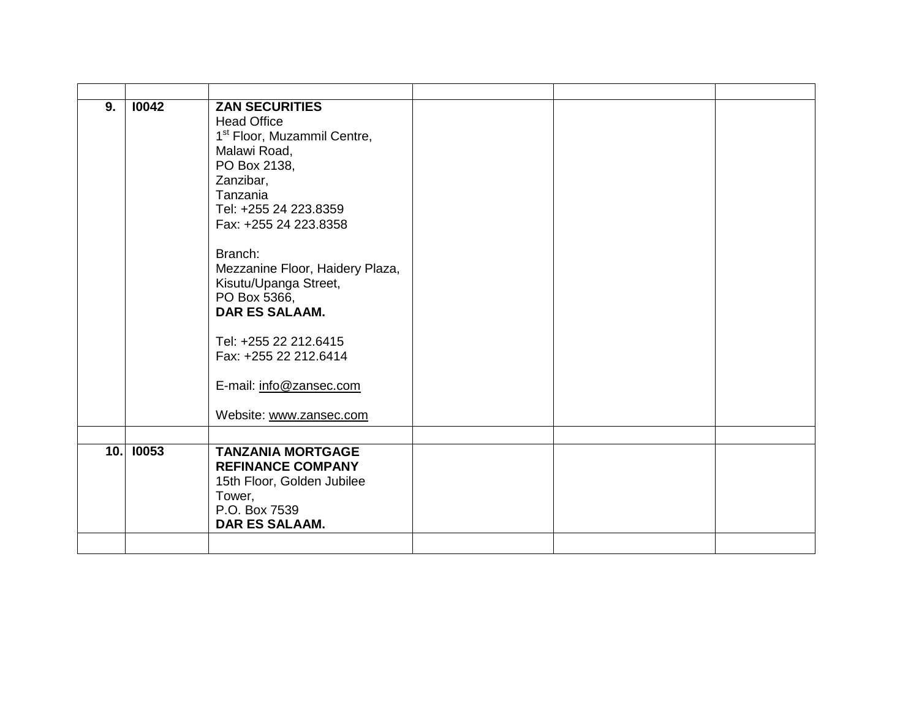| | | | | | |
|---|---|---|---|---|---|
| **9.** | **I0042** | **ZAN SECURITIES**<br>Head Office<br>1st Floor, Muzammil Centre,<br>Malawi Road,<br>PO Box 2138,<br>Zanzibar,<br>Tanzania<br>Tel: +255 24 223.8359<br>Fax: +255 24 223.8358<br><br>Branch:<br>Mezzanine Floor, Haidery Plaza,<br>Kisutu/Upanga Street,<br>PO Box 5366,<br>**DAR ES SALAAM.**<br><br>Tel: +255 22 212.6415<br>Fax: +255 22 212.6414<br><br>E-mail: info@zansec.com<br><br>Website: www.zansec.com | | | |
| | | | | | |
| **10.** | **I0053** | **TANZANIA MORTGAGE REFINANCE COMPANY**<br>15th Floor, Golden Jubilee Tower,<br>P.O. Box 7539<br>**DAR ES SALAAM.** | | | |
| | | | | | |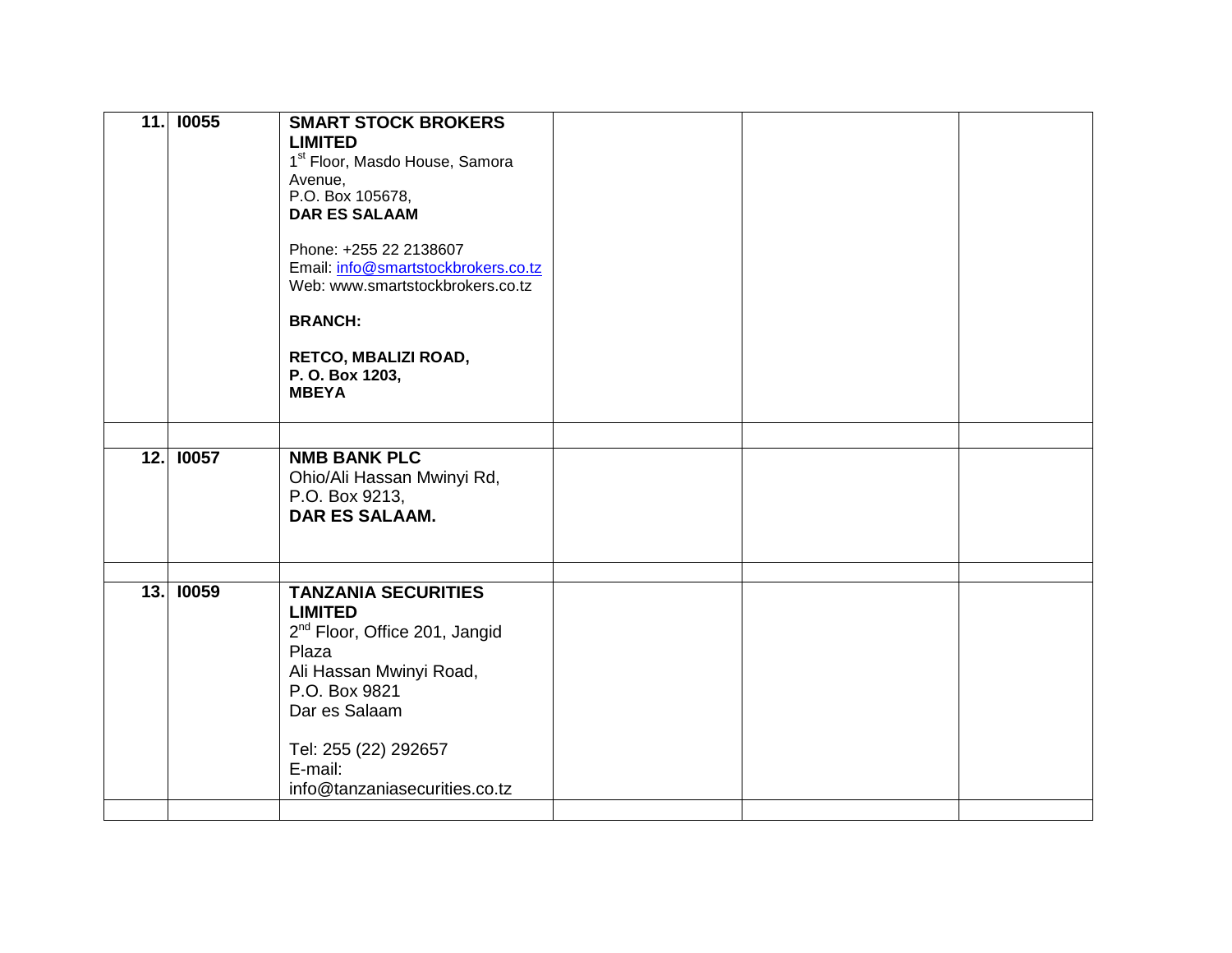| | | | | | |
|---|---|---|---|---|---|
| **11.** | **I0055** | **SMART STOCK BROKERS LIMITED**<br>1st Floor, Masdo House, Samora Avenue,<br>P.O. Box 105678,<br>**DAR ES SALAAM**<br><br>Phone: +255 22 2138607<br>Email: info@smartstockbrokers.co.tz<br>Web: www.smartstockbrokers.co.tz<br><br>**BRANCH:**<br><br>**RETCO, MBALIZI ROAD,**<br>**P. O. Box 1203,**<br>**MBEYA** | | | |
| | | | | | |
| **12.** | **I0057** | **NMB BANK PLC**<br>Ohio/Ali Hassan Mwinyi Rd,<br>P.O. Box 9213,<br>**DAR ES SALAAM.** | | | |
| | | | | | |
| **13.** | **I0059** | **TANZANIA SECURITIES LIMITED**<br>2nd Floor, Office 201, Jangid Plaza<br>Ali Hassan Mwinyi Road,<br>P.O. Box 9821<br>Dar es Salaam<br><br>Tel: 255 (22) 292657<br>E-mail:<br>info@tanzaniasecurities.co.tz | | | |
| | | | | | |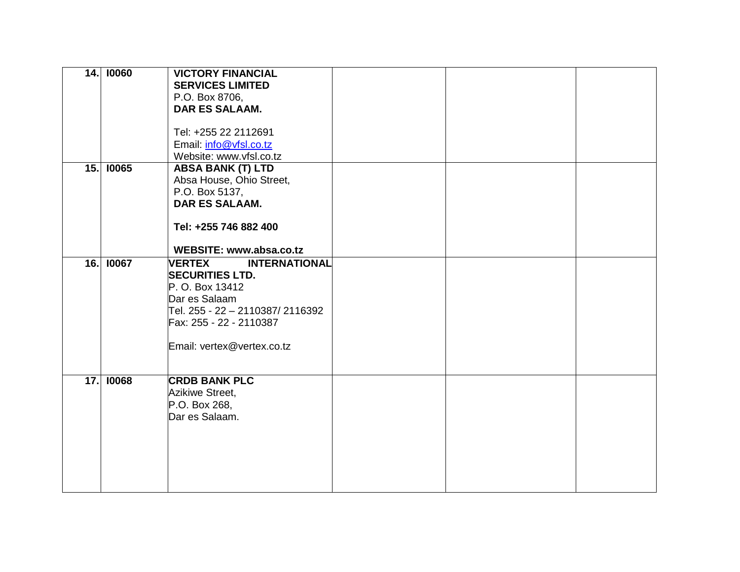| | | | | | |
|---|---|---|---|---|---|
| **14.** | **I0060** | **VICTORY FINANCIAL SERVICES LIMITED**<br>P.O. Box 8706,<br>**DAR ES SALAAM.**<br><br>Tel: +255 22 2112691<br>Email: info@vfsl.co.tz<br>Website: www.vfsl.co.tz | | | |
| **15.** | **I0065** | **ABSA BANK (T) LTD**<br>Absa House, Ohio Street,<br>P.O. Box 5137,<br>**DAR ES SALAAM.**<br><br>**Tel: +255 746 882 400**<br><br>**WEBSITE: www.absa.co.tz** | | | |
| **16.** | **I0067** | **VERTEX INTERNATIONAL SECURITIES LTD.**<br>P. O. Box 13412<br>Dar es Salaam<br>Tel. 255 - 22 – 2110387/ 2116392<br>Fax: 255 - 22 - 2110387<br><br>Email: vertex@vertex.co.tz | | | |
| **17.** | **I0068** | **CRDB BANK PLC**<br>Azikiwe Street,<br>P.O. Box 268,<br>Dar es Salaam. | | | |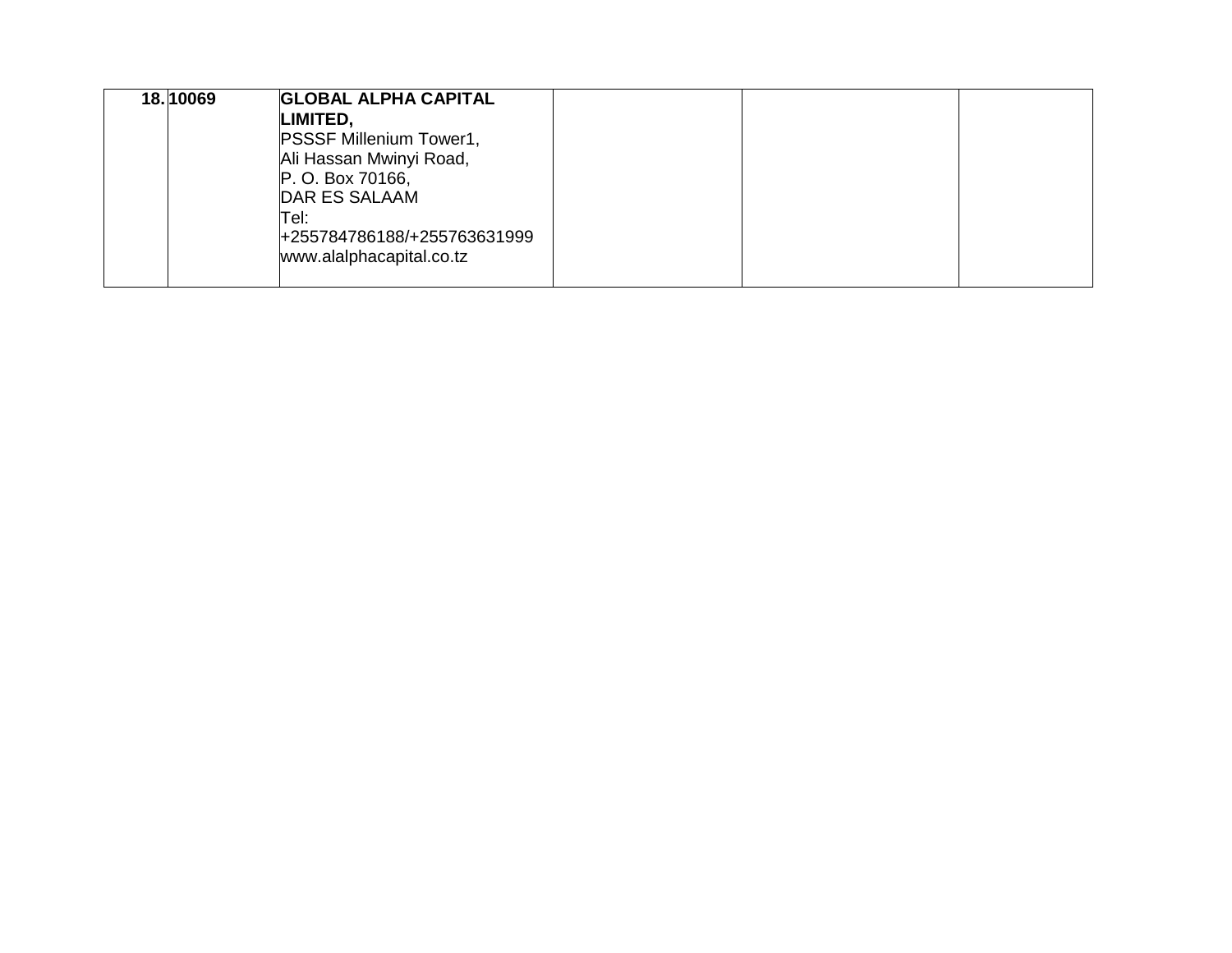| | | | | | |
|---|---|---|---|---|---|
| **18.** | **10069** | **GLOBAL ALPHA CAPITAL LIMITED,**<br>PSSSF Millenium Tower1,<br>Ali Hassan Mwinyi Road,<br>P. O. Box 70166,<br>DAR ES SALAAM<br>Tel: +255784786188/+255763631999<br>www.alalphacapital.co.tz | | | |